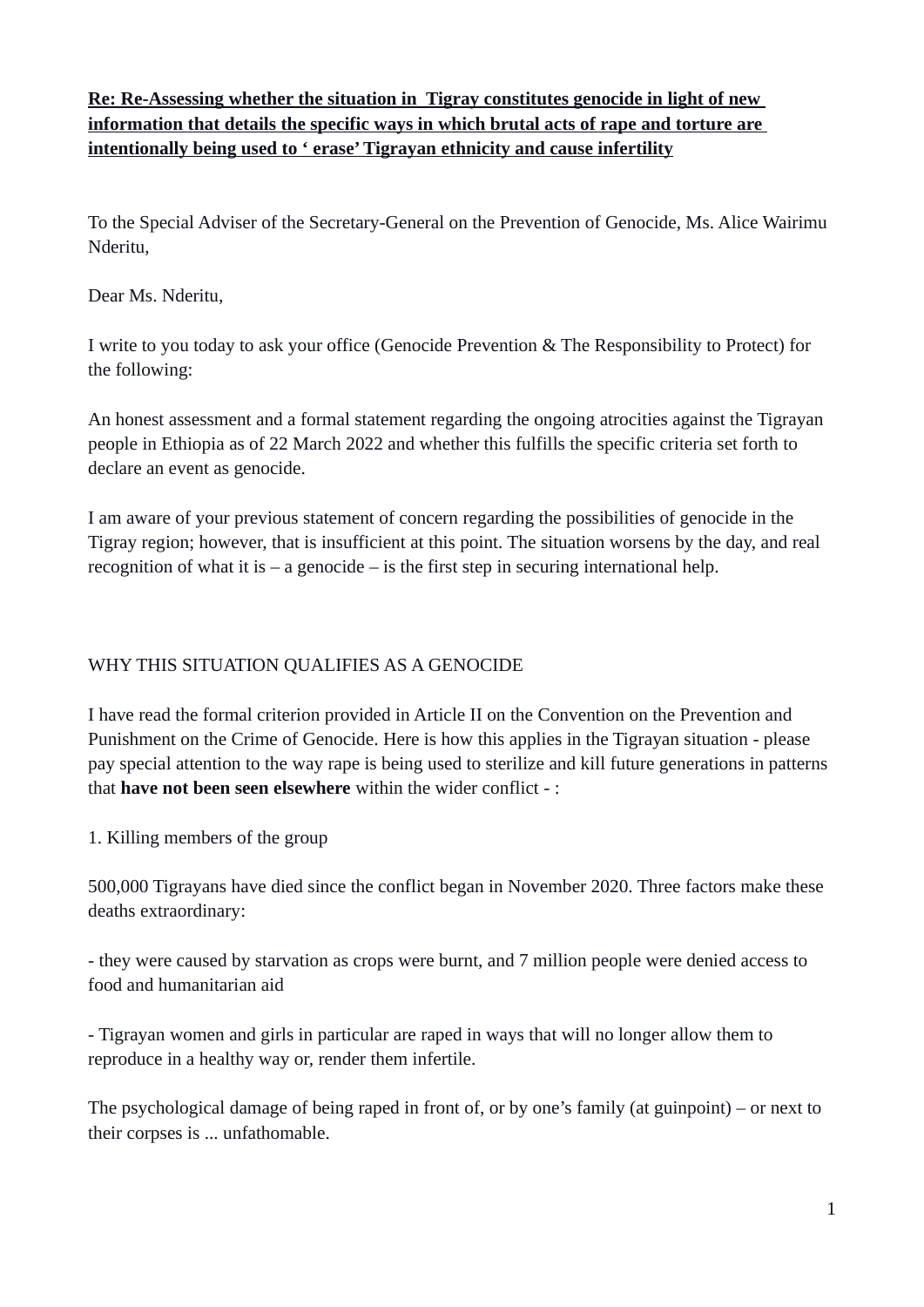**Re: Re-Assessing whether the situation in  Tigray constitutes genocide in light of new information that details the specific ways in which brutal acts of rape and torture are intentionally being used to ' erase' Tigrayan ethnicity and cause infertility**

To the Special Adviser of the Secretary-General on the Prevention of Genocide, Ms. Alice Wairimu Nderitu,

Dear Ms. Nderitu,

I write to you today to ask your office (Genocide Prevention & The Responsibility to Protect) for the following:

An honest assessment and a formal statement regarding the ongoing atrocities against the Tigrayan people in Ethiopia as of 22 March 2022 and whether this fulfills the specific criteria set forth to declare an event as genocide.

I am aware of your previous statement of concern regarding the possibilities of genocide in the Tigray region; however, that is insufficient at this point. The situation worsens by the day, and real recognition of what it is – a genocide – is the first step in securing international help.

WHY THIS SITUATION QUALIFIES AS A GENOCIDE

I have read the formal criterion provided in Article II on the Convention on the Prevention and Punishment on the Crime of Genocide. Here is how this applies in the Tigrayan situation - please pay special attention to the way rape is being used to sterilize and kill future generations in patterns that **have not been seen elsewhere** within the wider conflict - :

1. Killing members of the group

500,000 Tigrayans have died since the conflict began in November 2020. Three factors make these deaths extraordinary:

- they were caused by starvation as crops were burnt, and 7 million people were denied access to food and humanitarian aid

- Tigrayan women and girls in particular are raped in ways that will no longer allow them to reproduce in a healthy way or, render them infertile.

The psychological damage of being raped in front of, or by one's family (at guinpoint) – or next to their corpses is ... unfathomable.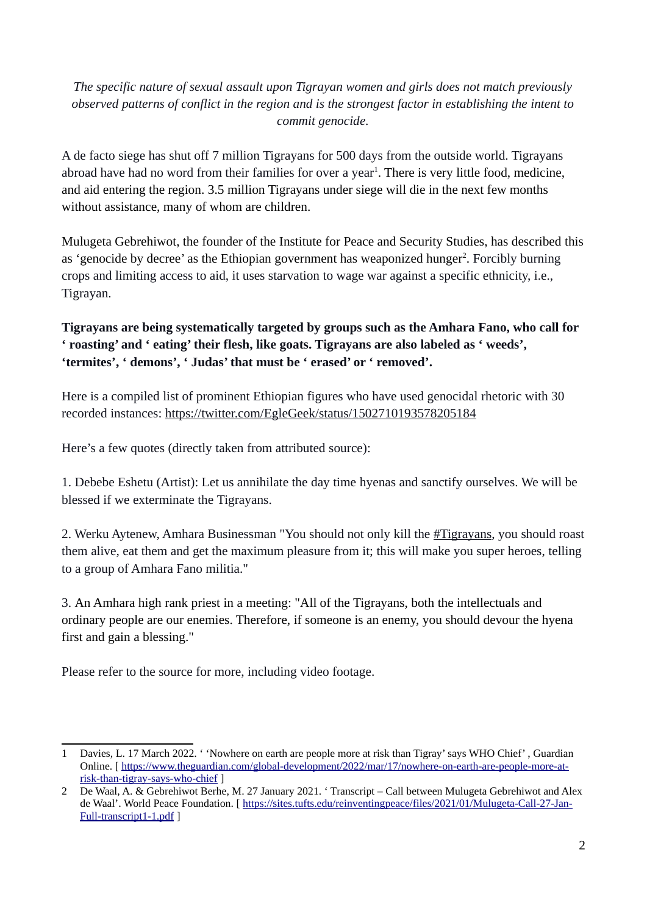*The specific nature of sexual assault upon Tigrayan women and girls does not match previously observed patterns of conflict in the region and is the strongest factor in establishing the intent to commit genocide.*

A de facto siege has shut off 7 million Tigrayans for 500 days from the outside world. Tigrayans abroad have had no word from their families for over a year[1]. There is very little food, medicine, and aid entering the region. 3.5 million Tigrayans under siege will die in the next few months without assistance, many of whom are children.

Mulugeta Gebrehiwot, the founder of the Institute for Peace and Security Studies, has described this as 'genocide by decree' as the Ethiopian government has weaponized hunger[2]. Forcibly burning crops and limiting access to aid, it uses starvation to wage war against a specific ethnicity, i.e., Tigrayan.

**Tigrayans are being systematically targeted by groups such as the Amhara Fano, who call for ' roasting' and ' eating' their flesh, like goats. Tigrayans are also labeled as ' weeds', 'termites', ' demons', ' Judas' that must be ' erased' or ' removed'.**

Here is a compiled list of prominent Ethiopian figures who have used genocidal rhetoric with 30 recorded instances: https://twitter.com/EgleGeek/status/1502710193578205184

Here's a few quotes (directly taken from attributed source):

1. Debebe Eshetu (Artist): Let us annihilate the day time hyenas and sanctify ourselves. We will be blessed if we exterminate the Tigrayans.

2. Werku Aytenew, Amhara Businessman "You should not only kill the #Tigrayans, you should roast them alive, eat them and get the maximum pleasure from it; this will make you super heroes, telling to a group of Amhara Fano militia."

3. An Amhara high rank priest in a meeting: "All of the Tigrayans, both the intellectuals and ordinary people are our enemies. Therefore, if someone is an enemy, you should devour the hyena first and gain a blessing."

Please refer to the source for more, including video footage.

---

1 Davies, L. 17 March 2022. ' 'Nowhere on earth are people more at risk than Tigray' says WHO Chief' , Guardian Online. [ https://www.theguardian.com/global-development/2022/mar/17/nowhere-on-earth-are-people-more-at-risk-than-tigray-says-who-chief ]

2 De Waal, A. & Gebrehiwot Berhe, M. 27 January 2021. ' Transcript – Call between Mulugeta Gebrehiwot and Alex de Waal'. World Peace Foundation. [ https://sites.tufts.edu/reinventingpeace/files/2021/01/Mulugeta-Call-27-Jan-Full-transcript1-1.pdf ]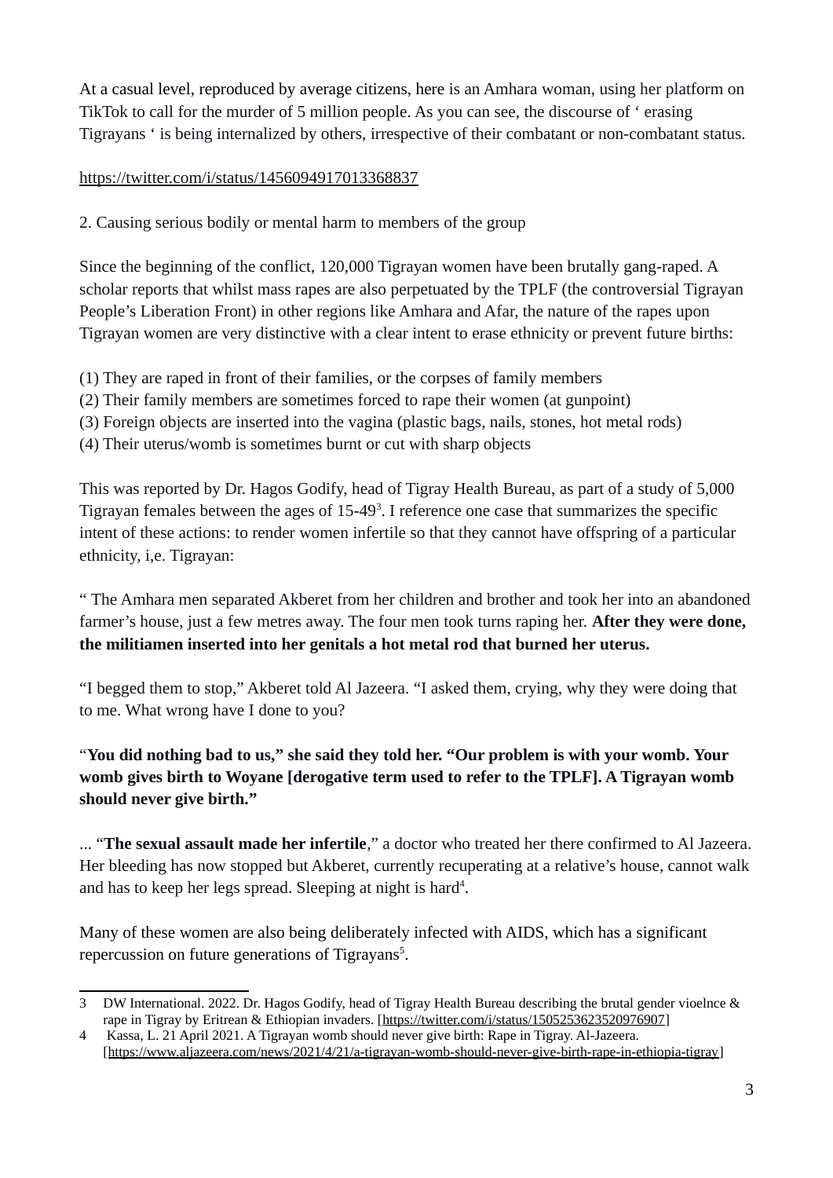At a casual level, reproduced by average citizens, here is an Amhara woman, using her platform on TikTok to call for the murder of 5 million people. As you can see, the discourse of ' erasing Tigrayans ' is being internalized by others, irrespective of their combatant or non-combatant status.

https://twitter.com/i/status/1456094917013368837

2. Causing serious bodily or mental harm to members of the group

Since the beginning of the conflict, 120,000 Tigrayan women have been brutally gang-raped. A scholar reports that whilst mass rapes are also perpetuated by the TPLF (the controversial Tigrayan People's Liberation Front) in other regions like Amhara and Afar, the nature of the rapes upon Tigrayan women are very distinctive with a clear intent to erase ethnicity or prevent future births:

(1) They are raped in front of their families, or the corpses of family members
(2) Their family members are sometimes forced to rape their women (at gunpoint)
(3) Foreign objects are inserted into the vagina (plastic bags, nails, stones, hot metal rods)
(4) Their uterus/womb is sometimes burnt or cut with sharp objects

This was reported by Dr. Hagos Godify, head of Tigray Health Bureau, as part of a study of 5,000 Tigrayan females between the ages of 15-49[3]. I reference one case that summarizes the specific intent of these actions: to render women infertile so that they cannot have offspring of a particular ethnicity, i,e. Tigrayan:

" The Amhara men separated Akberet from her children and brother and took her into an abandoned farmer's house, just a few metres away. The four men took turns raping her. **After they were done, the militiamen inserted into her genitals a hot metal rod that burned her uterus.**

"I begged them to stop," Akberet told Al Jazeera. "I asked them, crying, why they were doing that to me. What wrong have I done to you?

"**You did nothing bad to us," she said they told her. "Our problem is with your womb. Your womb gives birth to Woyane [derogative term used to refer to the TPLF]. A Tigrayan womb should never give birth."**

... "**The sexual assault made her infertile**," a doctor who treated her there confirmed to Al Jazeera. Her bleeding has now stopped but Akberet, currently recuperating at a relative's house, cannot walk and has to keep her legs spread. Sleeping at night is hard[4].

Many of these women are also being deliberately infected with AIDS, which has a significant repercussion on future generations of Tigrayans[5].

---

3 DW International. 2022. Dr. Hagos Godify, head of Tigray Health Bureau describing the brutal gender vioelnce & rape in Tigray by Eritrean & Ethiopian invaders. [https://twitter.com/i/status/1505253623520976907]

4 Kassa, L. 21 April 2021. A Tigrayan womb should never give birth: Rape in Tigray. Al-Jazeera. [https://www.aljazeera.com/news/2021/4/21/a-tigrayan-womb-should-never-give-birth-rape-in-ethiopia-tigray]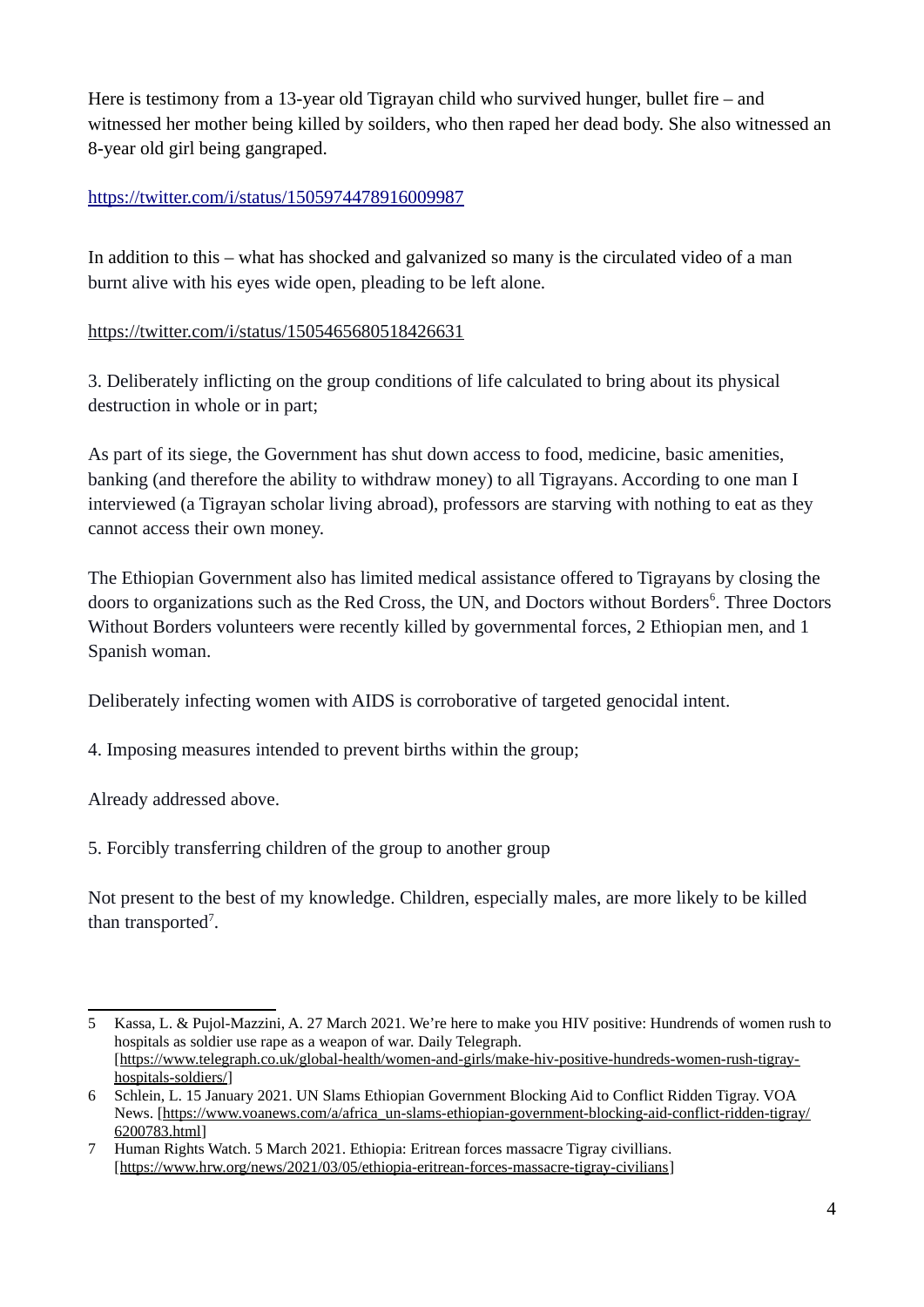Here is testimony from a 13-year old Tigrayan child who survived hunger, bullet fire – and witnessed her mother being killed by soilders, who then raped her dead body. She also witnessed an 8-year old girl being gangraped.

https://twitter.com/i/status/1505974478916009987

In addition to this – what has shocked and galvanized so many is the circulated video of a man burnt alive with his eyes wide open, pleading to be left alone.

https://twitter.com/i/status/1505465680518426631

3. Deliberately inflicting on the group conditions of life calculated to bring about its physical destruction in whole or in part;

As part of its siege, the Government has shut down access to food, medicine, basic amenities, banking (and therefore the ability to withdraw money) to all Tigrayans. According to one man I interviewed (a Tigrayan scholar living abroad), professors are starving with nothing to eat as they cannot access their own money.

The Ethiopian Government also has limited medical assistance offered to Tigrayans by closing the doors to organizations such as the Red Cross, the UN, and Doctors without Borders[6]. Three Doctors Without Borders volunteers were recently killed by governmental forces, 2 Ethiopian men, and 1 Spanish woman.

Deliberately infecting women with AIDS is corroborative of targeted genocidal intent.

4. Imposing measures intended to prevent births within the group;

Already addressed above.

5. Forcibly transferring children of the group to another group

Not present to the best of my knowledge. Children, especially males, are more likely to be killed than transported[7].

---

5 Kassa, L. & Pujol-Mazzini, A. 27 March 2021. We're here to make you HIV positive: Hundrends of women rush to hospitals as soldier use rape as a weapon of war. Daily Telegraph. [https://www.telegraph.co.uk/global-health/women-and-girls/make-hiv-positive-hundreds-women-rush-tigray-hospitals-soldiers/]

6 Schlein, L. 15 January 2021. UN Slams Ethiopian Government Blocking Aid to Conflict Ridden Tigray. VOA News. [https://www.voanews.com/a/africa_un-slams-ethiopian-government-blocking-aid-conflict-ridden-tigray/6200783.html]

7 Human Rights Watch. 5 March 2021. Ethiopia: Eritrean forces massacre Tigray civillians. [https://www.hrw.org/news/2021/03/05/ethiopia-eritrean-forces-massacre-tigray-civilians]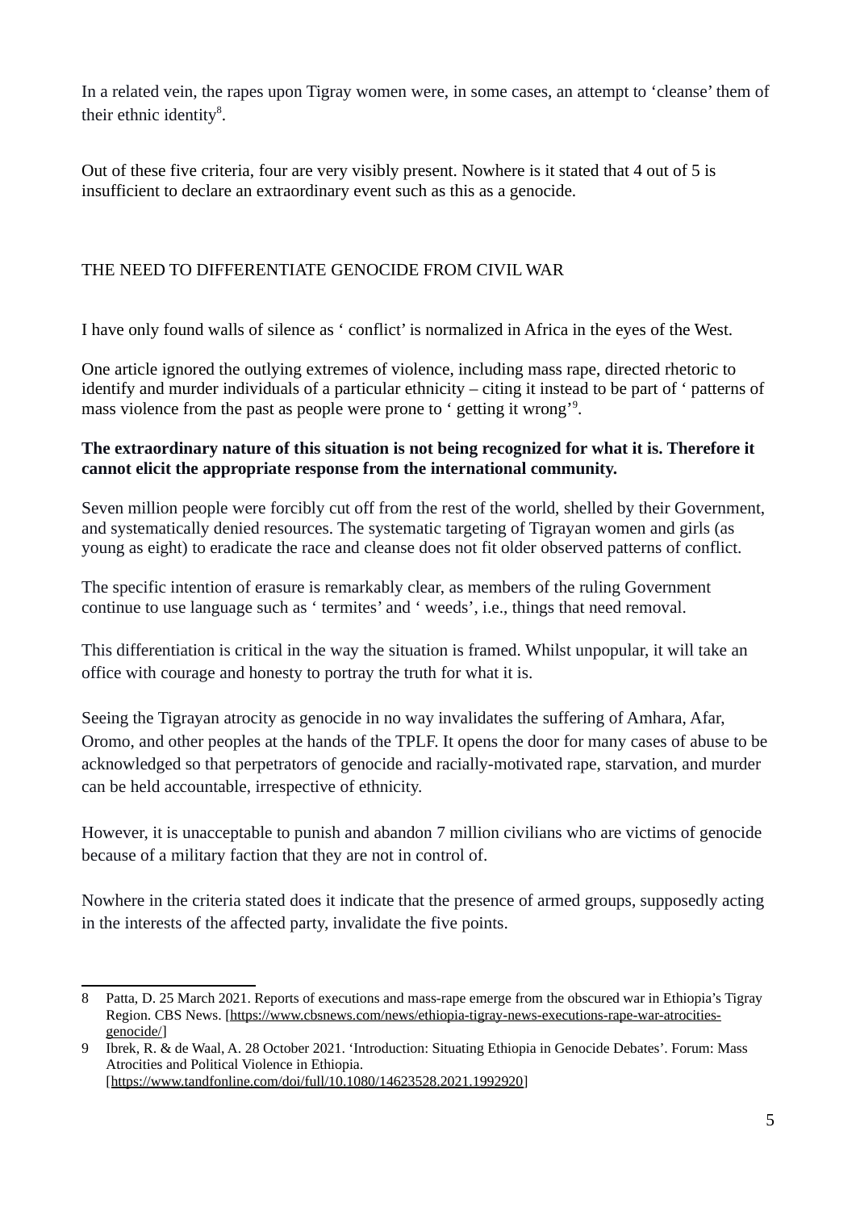In a related vein, the rapes upon Tigray women were, in some cases, an attempt to 'cleanse' them of their ethnic identity[8].

Out of these five criteria, four are very visibly present. Nowhere is it stated that 4 out of 5 is insufficient to declare an extraordinary event such as this as a genocide.

## THE NEED TO DIFFERENTIATE GENOCIDE FROM CIVIL WAR

I have only found walls of silence as ' conflict' is normalized in Africa in the eyes of the West.

One article ignored the outlying extremes of violence, including mass rape, directed rhetoric to identify and murder individuals of a particular ethnicity – citing it instead to be part of ' patterns of mass violence from the past as people were prone to ' getting it wrong'[9].

**The extraordinary nature of this situation is not being recognized for what it is. Therefore it cannot elicit the appropriate response from the international community.**

Seven million people were forcibly cut off from the rest of the world, shelled by their Government, and systematically denied resources. The systematic targeting of Tigrayan women and girls (as young as eight) to eradicate the race and cleanse does not fit older observed patterns of conflict.

The specific intention of erasure is remarkably clear, as members of the ruling Government continue to use language such as ' termites' and ' weeds', i.e., things that need removal.

This differentiation is critical in the way the situation is framed. Whilst unpopular, it will take an office with courage and honesty to portray the truth for what it is.

Seeing the Tigrayan atrocity as genocide in no way invalidates the suffering of Amhara, Afar, Oromo, and other peoples at the hands of the TPLF. It opens the door for many cases of abuse to be acknowledged so that perpetrators of genocide and racially-motivated rape, starvation, and murder can be held accountable, irrespective of ethnicity.

However, it is unacceptable to punish and abandon 7 million civilians who are victims of genocide because of a military faction that they are not in control of.

Nowhere in the criteria stated does it indicate that the presence of armed groups, supposedly acting in the interests of the affected party, invalidate the five points.

---

8 Patta, D. 25 March 2021. Reports of executions and mass-rape emerge from the obscured war in Ethiopia's Tigray Region. CBS News. [https://www.cbsnews.com/news/ethiopia-tigray-news-executions-rape-war-atrocities-genocide/]

9 Ibrek, R. & de Waal, A. 28 October 2021. 'Introduction: Situating Ethiopia in Genocide Debates'. Forum: Mass Atrocities and Political Violence in Ethiopia. [https://www.tandfonline.com/doi/full/10.1080/14623528.2021.1992920]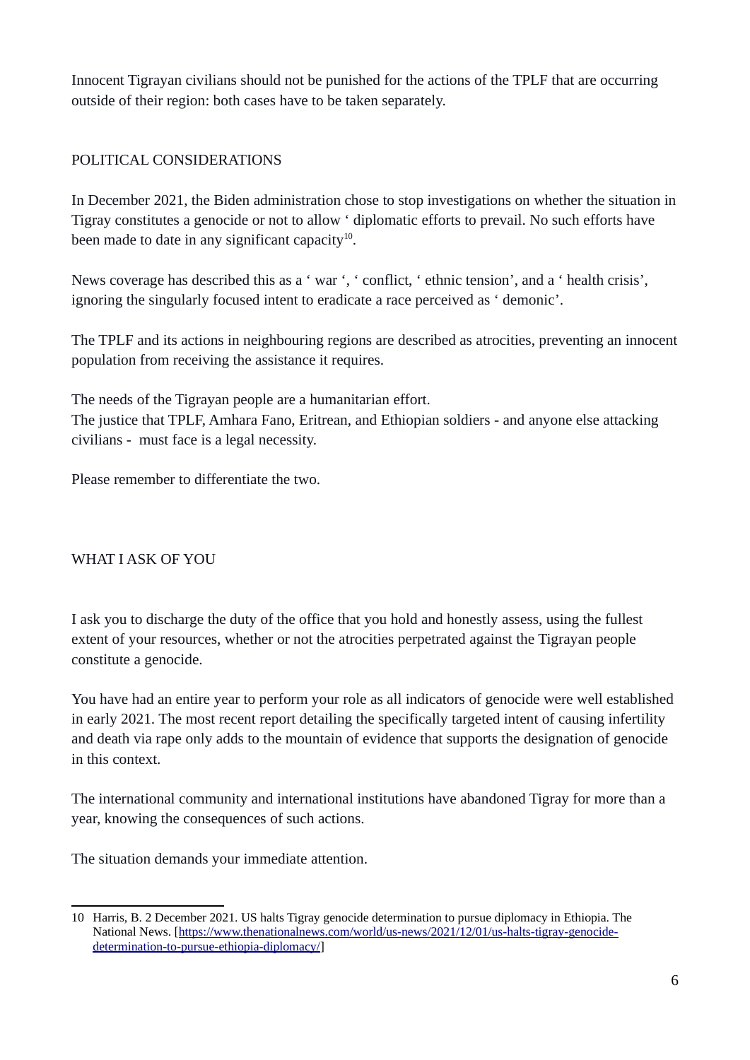Innocent Tigrayan civilians should not be punished for the actions of the TPLF that are occurring outside of their region: both cases have to be taken separately.

## POLITICAL CONSIDERATIONS

In December 2021, the Biden administration chose to stop investigations on whether the situation in Tigray constitutes a genocide or not to allow ‘ diplomatic efforts to prevail. No such efforts have been made to date in any significant capacity[10].

News coverage has described this as a ‘ war ‘, ‘ conflict, ‘ ethnic tension’, and a ‘ health crisis’, ignoring the singularly focused intent to eradicate a race perceived as ‘ demonic’.

The TPLF and its actions in neighbouring regions are described as atrocities, preventing an innocent population from receiving the assistance it requires.

The needs of the Tigrayan people are a humanitarian effort.
The justice that TPLF, Amhara Fano, Eritrean, and Ethiopian soldiers - and anyone else attacking civilians - must face is a legal necessity.

Please remember to differentiate the two.

## WHAT I ASK OF YOU

I ask you to discharge the duty of the office that you hold and honestly assess, using the fullest extent of your resources, whether or not the atrocities perpetrated against the Tigrayan people constitute a genocide.

You have had an entire year to perform your role as all indicators of genocide were well established in early 2021. The most recent report detailing the specifically targeted intent of causing infertility and death via rape only adds to the mountain of evidence that supports the designation of genocide in this context.

The international community and international institutions have abandoned Tigray for more than a year, knowing the consequences of such actions.

The situation demands your immediate attention.

---

10 Harris, B. 2 December 2021. US halts Tigray genocide determination to pursue diplomacy in Ethiopia. The National News. [https://www.thenationalnews.com/world/us-news/2021/12/01/us-halts-tigray-genocide-determination-to-pursue-ethiopia-diplomacy/]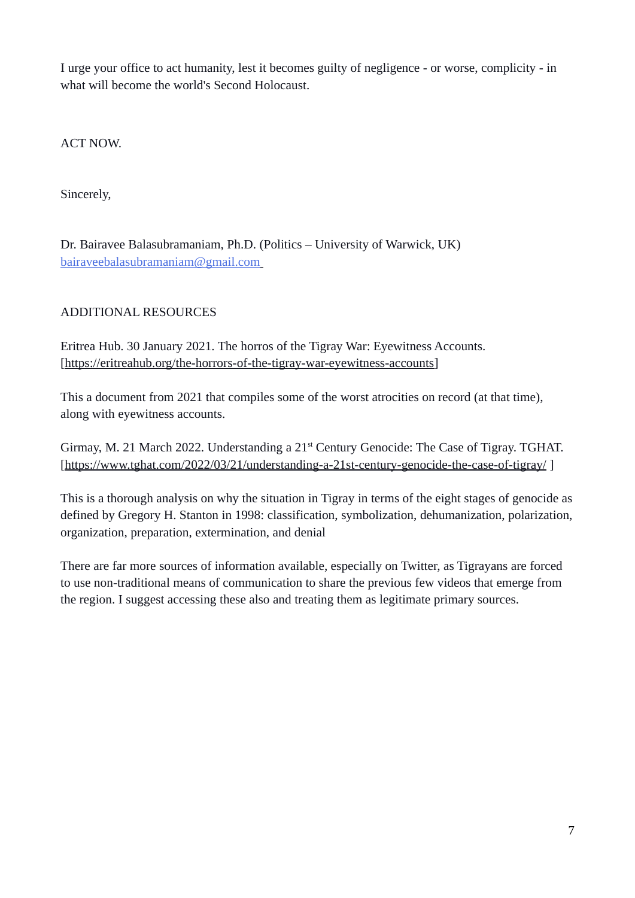I urge your office to act humanity, lest it becomes guilty of negligence - or worse, complicity - in what will become the world's Second Holocaust.

ACT NOW.

Sincerely,

Dr. Bairavee Balasubramaniam, Ph.D. (Politics – University of Warwick, UK)
[bairaveebalasubramaniam@gmail.com](mailto:bairaveebalasubramaniam@gmail.com)

ADDITIONAL RESOURCES

Eritrea Hub. 30 January 2021. The horros of the Tigray War: Eyewitness Accounts. [https://eritreahub.org/the-horrors-of-the-tigray-war-eyewitness-accounts]

This a document from 2021 that compiles some of the worst atrocities on record (at that time), along with eyewitness accounts.

Girmay, M. 21 March 2022. Understanding a 21st Century Genocide: The Case of Tigray. TGHAT. [https://www.tghat.com/2022/03/21/understanding-a-21st-century-genocide-the-case-of-tigray/ ]

This is a thorough analysis on why the situation in Tigray in terms of the eight stages of genocide as defined by Gregory H. Stanton in 1998: classification, symbolization, dehumanization, polarization, organization, preparation, extermination, and denial

There are far more sources of information available, especially on Twitter, as Tigrayans are forced to use non-traditional means of communication to share the previous few videos that emerge from the region. I suggest accessing these also and treating them as legitimate primary sources.